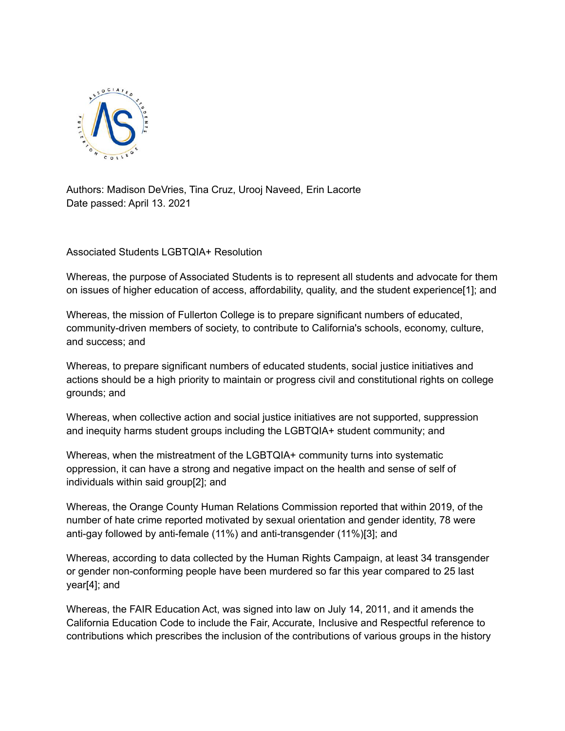Authors: Madison DeVries, Tina Cruz, Urooj Naveed, Erin Lacorte
Date passed: April 13. 2021

Associated Students LGBTQIA+ Resolution

Whereas, the purpose of Associated Students is to represent all students and advocate for them on issues of higher education of access, affordability, quality, and the student experience[1]; and

Whereas, the mission of Fullerton College is to prepare significant numbers of educated, community-driven members of society, to contribute to California's schools, economy, culture, and success; and

Whereas, to prepare significant numbers of educated students, social justice initiatives and actions should be a high priority to maintain or progress civil and constitutional rights on college grounds; and

Whereas, when collective action and social justice initiatives are not supported, suppression and inequity harms student groups including the LGBTQIA+ student community; and

Whereas, when the mistreatment of the LGBTQIA+ community turns into systematic oppression, it can have a strong and negative impact on the health and sense of self of individuals within said group[2]; and

Whereas, the Orange County Human Relations Commission reported that within 2019, of the number of hate crime reported motivated by sexual orientation and gender identity, 78 were anti-gay followed by anti-female (11%) and anti-transgender (11%)[3]; and

Whereas, according to data collected by the Human Rights Campaign, at least 34 transgender or gender non-conforming people have been murdered so far this year compared to 25 last year[4]; and

Whereas, the FAIR Education Act, was signed into law on July 14, 2011, and it amends the California Education Code to include the Fair, Accurate, Inclusive and Respectful reference to contributions which prescribes the inclusion of the contributions of various groups in the history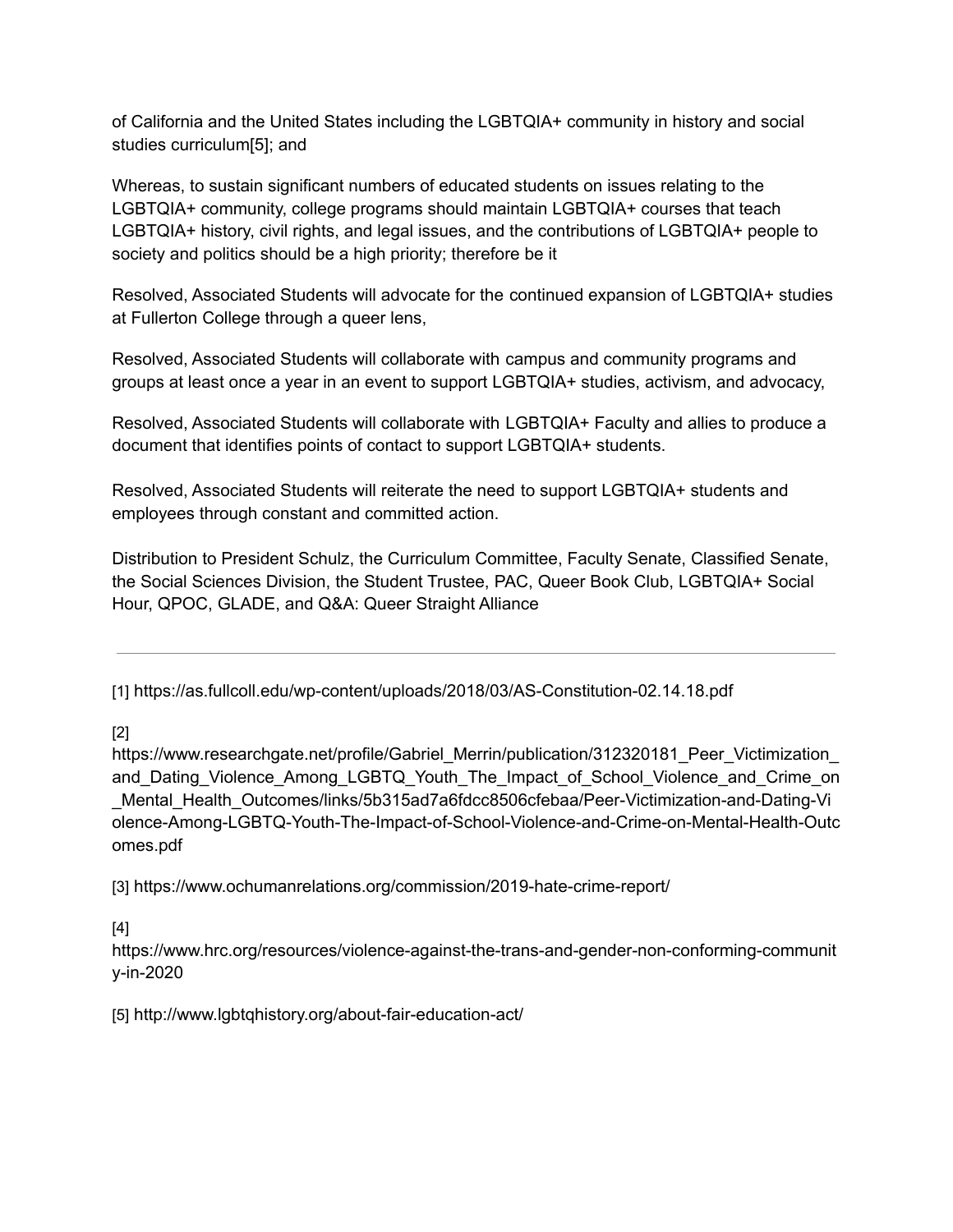of California and the United States including the LGBTQIA+ community in history and social studies curriculum[5]; and

Whereas, to sustain significant numbers of educated students on issues relating to the LGBTQIA+ community, college programs should maintain LGBTQIA+ courses that teach LGBTQIA+ history, civil rights, and legal issues, and the contributions of LGBTQIA+ people to society and politics should be a high priority; therefore be it

Resolved, Associated Students will advocate for the continued expansion of LGBTQIA+ studies at Fullerton College through a queer lens,

Resolved, Associated Students will collaborate with campus and community programs and groups at least once a year in an event to support LGBTQIA+ studies, activism, and advocacy,

Resolved, Associated Students will collaborate with LGBTQIA+ Faculty and allies to produce a document that identifies points of contact to support LGBTQIA+ students.

Resolved, Associated Students will reiterate the need to support LGBTQIA+ students and employees through constant and committed action.

Distribution to President Schulz, the Curriculum Committee, Faculty Senate, Classified Senate, the Social Sciences Division, the Student Trustee, PAC, Queer Book Club, LGBTQIA+ Social Hour, QPOC, GLADE, and Q&A: Queer Straight Alliance

---

[1] https://as.fullcoll.edu/wp-content/uploads/2018/03/AS-Constitution-02.14.18.pdf

[2] https://www.researchgate.net/profile/Gabriel_Merrin/publication/312320181_Peer_Victimization_and_Dating_Violence_Among_LGBTQ_Youth_The_Impact_of_School_Violence_and_Crime_on_Mental_Health_Outcomes/links/5b315ad7a6fdcc8506cfebaa/Peer-Victimization-and-Dating-Violence-Among-LGBTQ-Youth-The-Impact-of-School-Violence-and-Crime-on-Mental-Health-Outcomes.pdf

[3] https://www.ochumanrelations.org/commission/2019-hate-crime-report/

[4] https://www.hrc.org/resources/violence-against-the-trans-and-gender-non-conforming-community-in-2020

[5] http://www.lgbtqhistory.org/about-fair-education-act/